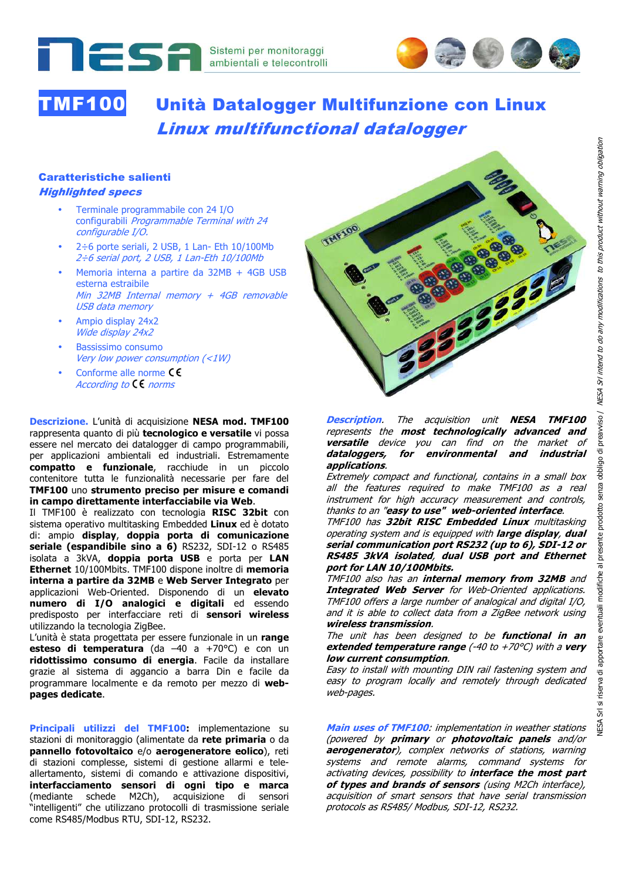Sistemi per monitoraggi ambientali e telecontrolli

# TMF100 Unità Datalogger Multifunzione con Linux

## *Linux multifunctional datalogger*

### Caratteristiche salienti
### *Highlighted specs*

- Terminale programmabile con 24 I/O configurabili *Programmable Terminal with 24 configurable I/O.*
- 2÷6 porte seriali, 2 USB, 1 Lan- Eth 10/100Mb *2÷6 serial port, 2 USB, 1 Lan-Eth 10/100Mb*
- Memoria interna a partire da 32MB + 4GB USB esterna estraibile *Min 32MB Internal memory + 4GB removable USB data memory*
- Ampio display 24x2 *Wide display 24x2*
- Bassissimo consumo *Very low power consumption (<1W)*
- Conforme alle norme CE *According to CE norms*

**Descrizione.** L'unità di acquisizione **NESA mod. TMF100** rappresenta quanto di più **tecnologico e versatile** vi possa essere nel mercato dei datalogger di campo programmabili, per applicazioni ambientali ed industriali. Estremamente **compatto e funzionale**, racchiude in un piccolo contenitore tutta le funzionalità necessarie per fare del **TMF100** uno **strumento preciso per misure e comandi in campo direttamente interfacciabile via Web**.
Il TMF100 è realizzato con tecnologia **RISC 32bit** con sistema operativo multitasking Embedded **Linux** ed è dotato di: ampio **display**, **doppia porta di comunicazione seriale (espandibile sino a 6)** RS232, SDI-12 o RS485 isolata a 3kVA, **doppia porta USB** e porta per **LAN Ethernet** 10/100Mbits. TMF100 dispone inoltre di **memoria interna a partire da 32MB** e **Web Server Integrato** per applicazioni Web-Oriented. Disponendo di un **elevato numero di I/O analogici e digitali** ed essendo predisposto per interfacciare reti di **sensori wireless** utilizzando la tecnologia ZigBee.
L'unità è stata progettata per essere funzionale in un **range esteso di temperatura** (da –40 a +70°C) e con un **ridottissimo consumo di energia**. Facile da installare grazie al sistema di aggancio a barra Din e facile da programmare localmente e da remoto per mezzo di **web-pages dedicate**.

***Description***. *The acquisition unit **NESA TMF100** represents the **most technologically advanced and versatile** device you can find on the market of **dataloggers, for environmental and industrial applications**.*
*Extremely compact and functional, contains in a small box all the features required to make TMF100 as a real instrument for high accuracy measurement and controls, thanks to an **"easy to use" web-oriented interface**.*
*TMF100 has **32bit RISC Embedded Linux** multitasking operating system and is equipped with **large display**, **dual serial communication port RS232 (up to 6), SDI-12 or RS485 3kVA isolated**, **dual USB port and Ethernet port for LAN 10/100Mbits.***
*TMF100 also has an **internal memory from 32MB** and **Integrated Web Server** for Web-Oriented applications. TMF100 offers a large number of analogical and digital I/O, and it is able to collect data from a ZigBee network using **wireless transmission**.*
*The unit has been designed to be **functional in an extended temperature range** (-40 to +70°C) with a **very low current consumption**.*
*Easy to install with mounting DIN rail fastening system and easy to program locally and remotely through dedicated web-pages.*

**Principali utilizzi del TMF100:** implementazione su stazioni di monitoraggio (alimentate da **rete primaria** o da **pannello fotovoltaico** e/o **aerogeneratore eolico**), reti di stazioni complesse, sistemi di gestione allarmi e tele-allertamento, sistemi di comando e attivazione dispositivi, **interfacciamento sensori di ogni tipo e marca** (mediante schede M2Ch), acquisizione di sensori "intelligenti" che utilizzano protocolli di trasmissione seriale come RS485/Modbus RTU, SDI-12, RS232.

***Main uses of TMF100***: *implementation in weather stations (powered by **primary** or **photovoltaic panels** and/or **aerogenerator**), complex networks of stations, warning systems and remote alarms, command systems for activating devices, possibility to **interface the most part of types and brands of sensors** (using M2Ch interface), acquisition of smart sensors that have serial transmission protocols as RS485/ Modbus, SDI-12, RS232.*

NESA Srl si riserva di apportare eventuali modifiche al presente prodotto senza obbligo di preavviso / *NESA Srl intend to do any modifications to this product without warning obligation*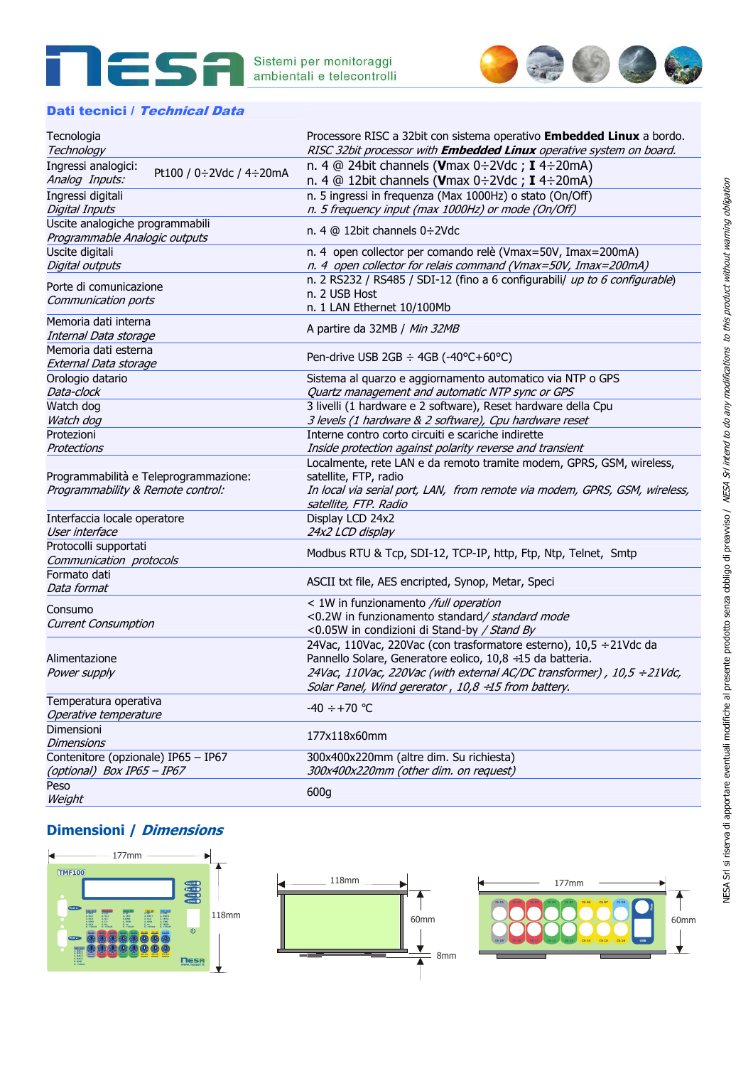NESA — Sistemi per monitoraggi ambientali e telecontrolli

## Dati tecnici / *Technical Data*

| | |
|---|---|
| Tecnologia<br>*Technology* | Processore RISC a 32bit con sistema operativo **Embedded Linux** a bordo.<br>*RISC 32bit processor with **Embedded Linux** operative system on board.* |
| Ingressi analogici: Pt100 / 0÷2Vdc / 4÷20mA<br>*Analog Inputs:* | n. 4 @ 24bit channels (**V**max 0÷2Vdc ; **I** 4÷20mA)<br>n. 4 @ 12bit channels (**V**max 0÷2Vdc ; **I** 4÷20mA) |
| Ingressi digitali<br>*Digital Inputs* | n. 5 ingressi in frequenza (Max 1000Hz) o stato (On/Off)<br>*n. 5 frequency input (max 1000Hz) or mode (On/Off)* |
| Uscite analogiche programmabili<br>*Programmable Analogic outputs* | n. 4 @ 12bit channels 0÷2Vdc |
| Uscite digitali<br>*Digital outputs* | n. 4 open collector per comando relè (Vmax=50V, Imax=200mA)<br>*n. 4 open collector for relais command (Vmax=50V, Imax=200mA)* |
| Porte di comunicazione<br>*Communication ports* | n. 2 RS232 / RS485 / SDI-12 (fino a 6 configurabili/ *up to 6 configurable*)<br>n. 2 USB Host<br>n. 1 LAN Ethernet 10/100Mb |
| Memoria dati interna<br>*Internal Data storage* | A partire da 32MB / *Min 32MB* |
| Memoria dati esterna<br>*External Data storage* | Pen-drive USB 2GB ÷ 4GB (-40°C+60°C) |
| Orologio datario<br>*Data-clock* | Sistema al quarzo e aggiornamento automatico via NTP o GPS<br>*Quartz management and automatic NTP sync or GPS* |
| Watch dog<br>*Watch dog* | 3 livelli (1 hardware e 2 software), Reset hardware della Cpu<br>*3 levels (1 hardware & 2 software), Cpu hardware reset* |
| Protezioni<br>*Protections* | Interne contro corto circuiti e scariche indirette<br>*Inside protection against polarity reverse and transient* |
| Programmabilità e Teleprogrammazione:<br>*Programmability & Remote control:* | Localmente, rete LAN e da remoto tramite modem, GPRS, GSM, wireless, satellite, FTP, radio<br>*In local via serial port, LAN, from remote via modem, GPRS, GSM, wireless, satellite, FTP. Radio* |
| Interfaccia locale operatore<br>*User interface* | Display LCD 24x2<br>*24x2 LCD display* |
| Protocolli supportati<br>*Communication protocols* | Modbus RTU & Tcp, SDI-12, TCP-IP, http, Ftp, Ntp, Telnet, Smtp |
| Formato dati<br>*Data format* | ASCII txt file, AES encripted, Synop, Metar, Speci |
| Consumo<br>*Current Consumption* | < 1W in funzionamento */full operation*<br><0.2W in funzionamento standard/ *standard mode*<br><0.05W in condizioni di Stand-by */ Stand By* |
| Alimentazione<br>*Power supply* | 24Vac, 110Vac, 220Vac (con trasformatore esterno), 10,5 ÷21Vdc da Pannello Solare, Generatore eolico, 10,8 ÷15 da batteria.<br>*24Vac, 110Vac, 220Vac (with external AC/DC transformer) , 10,5 ÷21Vdc, Solar Panel, Wind gererator , 10,8 ÷15 from battery.* |
| Temperatura operativa<br>*Operative temperature* | -40 ÷+70 °C |
| Dimensioni<br>*Dimensions* | 177x118x60mm |
| Contenitore (opzionale) IP65 – IP67<br>*(optional) Box IP65 – IP67* | 300x400x220mm (altre dim. Su richiesta)<br>*300x400x220mm (other dim. on request)* |
| Peso<br>*Weight* | 600g |

## Dimensioni / *Dimensions*

177mm · 118mm · 60mm · 8mm · 177mm · 60mm

NESA Srl si riserva di apportare eventuali modifiche al presente prodotto senza obbligo di preavviso / *NESA Srl intend to do any modifications to this product without warning obligation*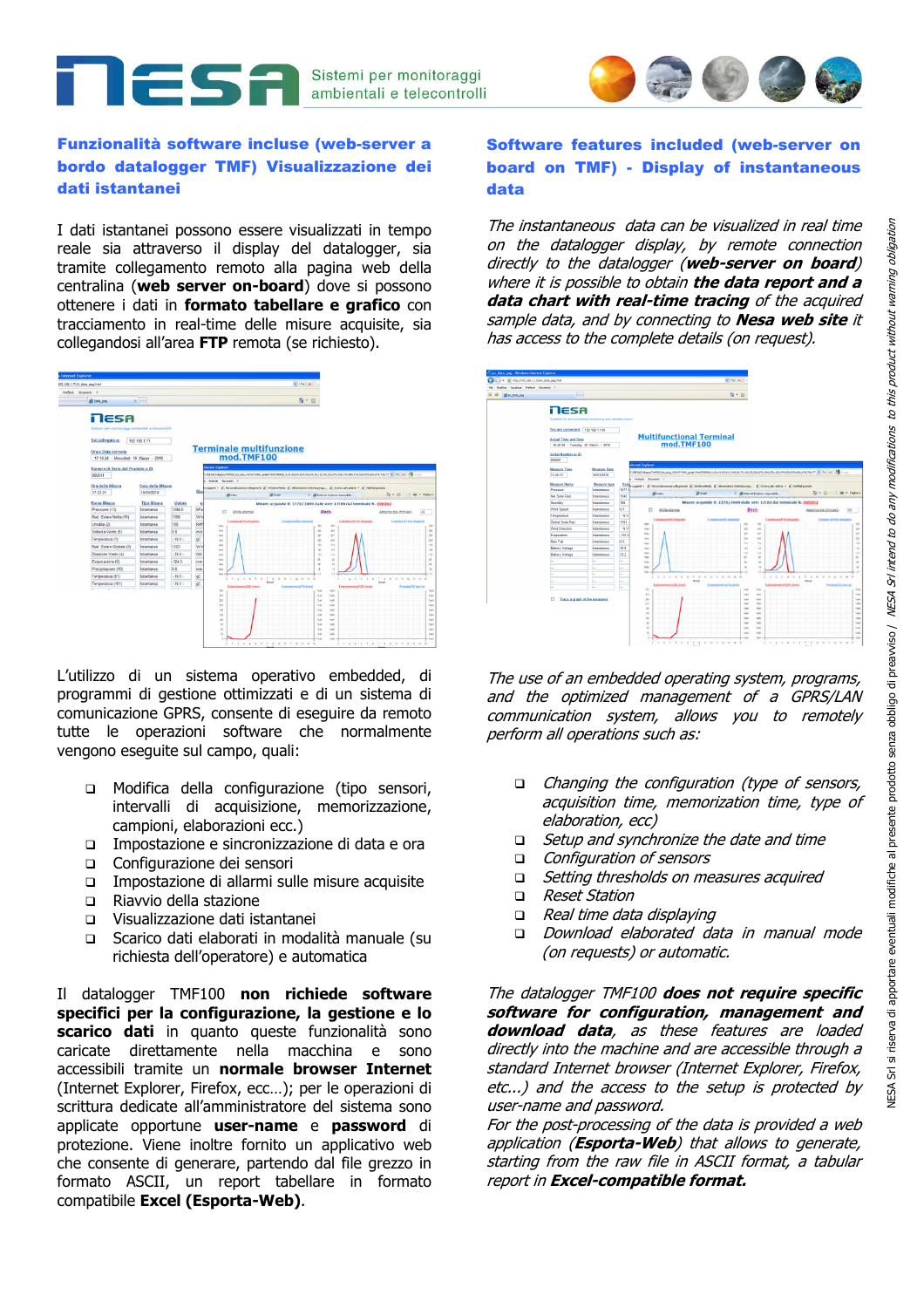## Funzionalità software incluse (web-server a bordo datalogger TMF) Visualizzazione dei dati istantanei

I dati istantanei possono essere visualizzati in tempo reale sia attraverso il display del datalogger, sia tramite collegamento remoto alla pagina web della centralina (**web server on-board**) dove si possono ottenere i dati in **formato tabellare e grafico** con tracciamento in real-time delle misure acquisite, sia collegandosi all'area **FTP** remota (se richiesto).

L'utilizzo di un sistema operativo embedded, di programmi di gestione ottimizzati e di un sistema di comunicazione GPRS, consente di eseguire da remoto tutte le operazioni software che normalmente vengono eseguite sul campo, quali:

- Modifica della configurazione (tipo sensori, intervalli di acquisizione, memorizzazione, campioni, elaborazioni ecc.)
- Impostazione e sincronizzazione di data e ora
- Configurazione dei sensori
- Impostazione di allarmi sulle misure acquisite
- Riavvio della stazione
- Visualizzazione dati istantanei
- Scarico dati elaborati in modalità manuale (su richiesta dell'operatore) e automatica

Il datalogger TMF100 **non richiede software specifici per la configurazione, la gestione e lo scarico dati** in quanto queste funzionalità sono caricate direttamente nella macchina e sono accessibili tramite un **normale browser Internet** (Internet Explorer, Firefox, ecc…); per le operazioni di scrittura dedicate all'amministratore del sistema sono applicate opportune **user-name** e **password** di protezione. Viene inoltre fornito un applicativo web che consente di generare, partendo dal file grezzo in formato ASCII, un report tabellare in formato compatibile **Excel (Esporta-Web)**.

## Software features included (web-server on board on TMF) - Display of instantaneous data

*The instantaneous data can be visualized in real time on the datalogger display, by remote connection directly to the datalogger (**web-server on board**) where it is possible to obtain **the data report and a data chart with real-time tracing** of the acquired sample data, and by connecting to **Nesa web site** it has access to the complete details (on request).*

*The use of an embedded operating system, programs, and the optimized management of a GPRS/LAN communication system, allows you to remotely perform all operations such as:*

- *Changing the configuration (type of sensors, acquisition time, memorization time, type of elaboration, ecc)*
- *Setup and synchronize the date and time*
- *Configuration of sensors*
- *Setting thresholds on measures acquired*
- *Reset Station*
- *Real time data displaying*
- *Download elaborated data in manual mode (on requests) or automatic.*

*The datalogger TMF100 **does not require specific software for configuration, management and download data**, as these features are loaded directly into the machine and are accessible through a standard Internet browser (Internet Explorer, Firefox, etc...) and the access to the setup is protected by user-name and password.*
*For the post-processing of the data is provided a web application (**Esporta-Web**) that allows to generate, starting from the raw file in ASCII format, a tabular report in **Excel-compatible format.***

NESA Srl si riserva di apportare eventuali modifiche al presente prodotto senza obbligo di preavviso / NESA Srl intend to do any modifications to this product without warning obligation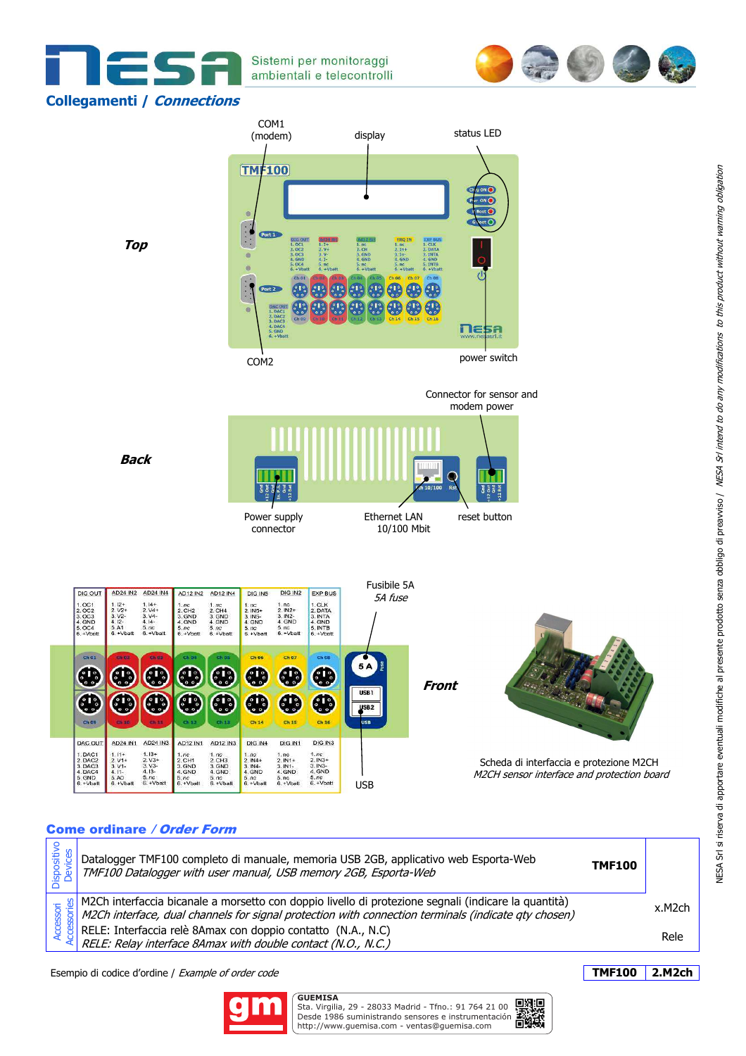Sistemi per monitoraggi ambientali e telecontrolli

## Collegamenti / *Connections*

**Top**

COM1 (modem)

display

status LED

COM2

power switch

**Back**

Connector for sensor and modem power

Power supply connector

Ethernet LAN 10/100 Mbit

reset button

**Front**

Fusibile 5A
*5A fuse*

USB

Scheda di interfaccia e protezione M2CH
*M2CH sensor interface and protection board*

## Come ordinare / *Order Form*

| | | |
|---|---|---|
| Dispositivo *Devices* | Datalogger TMF100 completo di manuale, memoria USB 2GB, applicativo web Esporta-Web<br>*TMF100 Datalogger with user manual, USB memory 2GB, Esporta-Web* | **TMF100** |
| Accessori *Accessories* | M2Ch interfaccia bicanale a morsetto con doppio livello di protezione segnali (indicare la quantità)<br>*M2Ch interface, dual channels for signal protection with connection terminals (indicate qty chosen)* | x.M2ch |
| | RELE: Interfaccia relè 8Amax con doppio contatto (N.A., N.C)<br>*RELE: Relay interface 8Amax with double contact (N.O., N.C.)* | Rele |

Esempio di codice d'ordine / *Example of order code*

| | |
|---|---|
| **TMF100** | **2.M2ch** |

NESA Srl si riserva di apportare eventuali modifiche al presente prodotto senza obbligo di preavviso / *NESA Srl intend to do any modifications to this product without warning obligation*

**GUEMISA**
Sta. Virgilia, 29 - 28033 Madrid - Tfno.: 91 764 21 00
Desde 1986 suministrando sensores e instrumentación
http://www.guemisa.com - ventas@guemisa.com